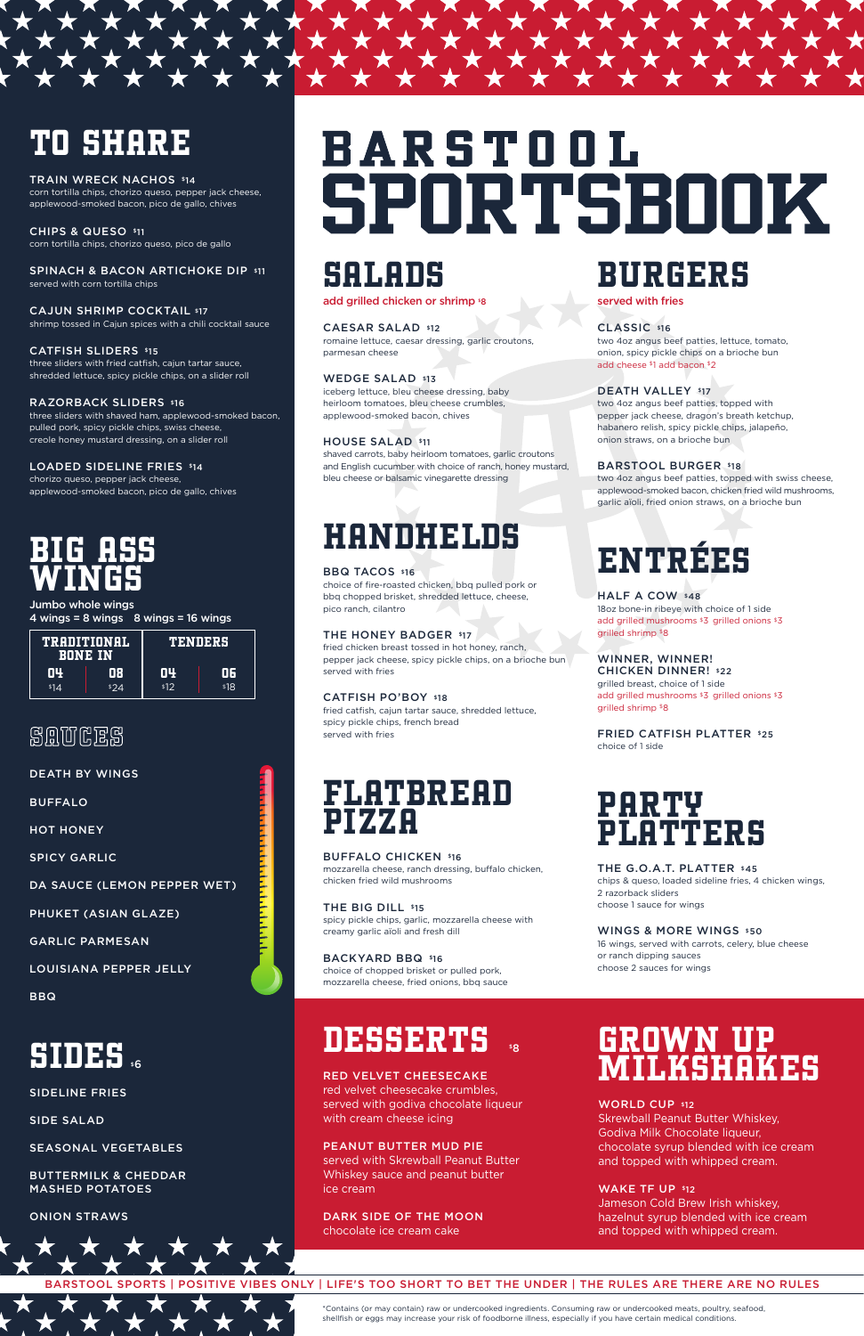# BARSTOOL SPORTSBOOK

## TO SHARE

**TRAIN WRECK NACHOS** $14
corn tortilla chips, chorizo queso, pepper jack cheese, applewood-smoked bacon, pico de gallo, chives

**CHIPS & QUESO** $11
corn tortilla chips, chorizo queso, pico de gallo

**SPINACH & BACON ARTICHOKE DIP** $11
served with corn tortilla chips

**CAJUN SHRIMP COCKTAIL** $17
shrimp tossed in Cajun spices with a chili cocktail sauce

**CATFISH SLIDERS** $15
three sliders with fried catfish, cajun tartar sauce, shredded lettuce, spicy pickle chips, on a slider roll

**RAZORBACK SLIDERS** $16
three sliders with shaved ham, applewood-smoked bacon, pulled pork, spicy pickle chips, swiss cheese, creole honey mustard dressing, on a slider roll

**LOADED SIDELINE FRIES** $14
chorizo queso, pepper jack cheese, applewood-smoked bacon, pico de gallo, chives

## BIG ASS WINGS

Jumbo whole wings
4 wings = 8 wings   8 wings = 16 wings

| TRADITIONAL BONE IN | | TENDERS | |
|---|---|---|---|
| 04 | 08 | 04 | 06 |
| $14 | $24 | $12 | $18 |

## SAUCES

- DEATH BY WINGS
- BUFFALO
- HOT HONEY
- SPICY GARLIC
- DA SAUCE (LEMON PEPPER WET)
- PHUKET (ASIAN GLAZE)
- GARLIC PARMESAN
- LOUISIANA PEPPER JELLY
- BBQ

## SIDES $6

- SIDELINE FRIES
- SIDE SALAD
- SEASONAL VEGETABLES
- BUTTERMILK & CHEDDAR MASHED POTATOES
- ONION STRAWS

## SALADS

add grilled chicken or shrimp $8

**CAESAR SALAD** $12
romaine lettuce, caesar dressing, garlic croutons, parmesan cheese

**WEDGE SALAD** $13
iceberg lettuce, bleu cheese dressing, baby heirloom tomatoes, bleu cheese crumbles, applewood-smoked bacon, chives

**HOUSE SALAD** $11
shaved carrots, baby heirloom tomatoes, garlic croutons and English cucumber with choice of ranch, honey mustard, bleu cheese or balsamic vinegarette dressing

## HANDHELDS

**BBQ TACOS** $16
choice of fire-roasted chicken, bbq pulled pork or bbq chopped brisket, shredded lettuce, cheese, pico ranch, cilantro

**THE HONEY BADGER** $17
fried chicken breast tossed in hot honey, ranch, pepper jack cheese, spicy pickle chips, on a brioche bun served with fries

**CATFISH PO'BOY** $18
fried catfish, cajun tartar sauce, shredded lettuce, spicy pickle chips, french bread served with fries

## FLATBREAD PIZZA

**BUFFALO CHICKEN** $16
mozzarella cheese, ranch dressing, buffalo chicken, chicken fried wild mushrooms

**THE BIG DILL** $15
spicy pickle chips, garlic, mozzarella cheese with creamy garlic aïoli and fresh dill

**BACKYARD BBQ** $16
choice of chopped brisket or pulled pork, mozzarella cheese, fried onions, bbq sauce

## BURGERS

served with fries

**CLASSIC** $16
two 4oz angus beef patties, lettuce, tomato, onion, spicy pickle chips on a brioche bun
add cheese $1 add bacon $2

**DEATH VALLEY** $17
two 4oz angus beef patties, topped with pepper jack cheese, dragon's breath ketchup, habanero relish, spicy pickle chips, jalapeño, onion straws, on a brioche bun

**BARSTOOL BURGER** $18
two 4oz angus beef patties, topped with swiss cheese, applewood-smoked bacon, chicken fried wild mushrooms, garlic aïoli, fried onion straws, on a brioche bun

## ENTRÉES

**HALF A COW** $48
18oz bone-in ribeye with choice of 1 side
add grilled mushrooms $3 grilled onions $3 grilled shrimp $8

**WINNER, WINNER! CHICKEN DINNER!** $22
grilled breast, choice of 1 side
add grilled mushrooms $3 grilled onions $3 grilled shrimp $8

**FRIED CATFISH PLATTER** $25
choice of 1 side

## PARTY PLATTERS

**THE G.O.A.T. PLATTER** $45
chips & queso, loaded sideline fries, 4 chicken wings, 2 razorback sliders
choose 1 sauce for wings

**WINGS & MORE WINGS** $50
16 wings, served with carrots, celery, blue cheese or ranch dipping sauces
choose 2 sauces for wings

## DESSERTS $8

**RED VELVET CHEESECAKE**
red velvet cheesecake crumbles, served with godiva chocolate liqueur with cream cheese icing

**PEANUT BUTTER MUD PIE**
served with Skrewball Peanut Butter Whiskey sauce and peanut butter ice cream

**DARK SIDE OF THE MOON**
chocolate ice cream cake

## GROWN UP MILKSHAKES

**WORLD CUP** $12
Skrewball Peanut Butter Whiskey, Godiva Milk Chocolate liqueur, chocolate syrup blended with ice cream and topped with whipped cream.

**WAKE TF UP** $12
Jameson Cold Brew Irish whiskey, hazelnut syrup blended with ice cream and topped with whipped cream.

BARSTOOL SPORTS | POSITIVE VIBES ONLY | LIFE'S TOO SHORT TO BET THE UNDER | THE RULES ARE THERE ARE NO RULES

*Contains (or may contain) raw or undercooked ingredients. Consuming raw or undercooked meats, poultry, seafood, shellfish or eggs may increase your risk of foodborne illness, especially if you have certain medical conditions.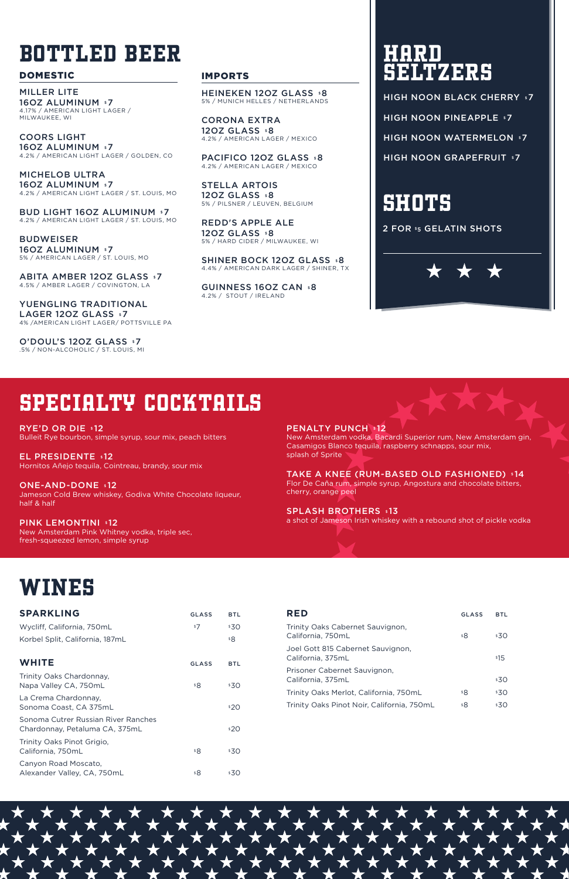# BOTTLED BEER

## DOMESTIC

**MILLER LITE 16OZ ALUMINUM $7**
4.17% / AMERICAN LIGHT LAGER / MILWAUKEE, WI

**COORS LIGHT 16OZ ALUMINUM $7**
4.2% / AMERICAN LIGHT LAGER / GOLDEN, CO

**MICHELOB ULTRA 16OZ ALUMINUM $7**
4.2% / AMERICAN LIGHT LAGER / ST. LOUIS, MO

**BUD LIGHT 16OZ ALUMINUM $7**
4.2% / AMERICAN LIGHT LAGER / ST. LOUIS, MO

**BUDWEISER 16OZ ALUMINUM $7**
5% / AMERICAN LAGER / ST. LOUIS, MO

**ABITA AMBER 12OZ GLASS $7**
4.5% / AMBER LAGER / COVINGTON, LA

**YUENGLING TRADITIONAL LAGER 12OZ GLASS $7**
4% /AMERICAN LIGHT LAGER/ POTTSVILLE PA

**O'DOUL'S 12OZ GLASS $7**
.5% / NON-ALCOHOLIC / ST. LOUIS, MI

## IMPORTS

**HEINEKEN 12OZ GLASS $8**
5% / MUNICH HELLES / NETHERLANDS

**CORONA EXTRA 12OZ GLASS $8**
4.2% / AMERICAN LAGER / MEXICO

**PACIFICO 12OZ GLASS $8**
4.2% / AMERICAN LAGER / MEXICO

**STELLA ARTOIS 12OZ GLASS $8**
5% / PILSNER / LEUVEN, BELGIUM

**REDD'S APPLE ALE 12OZ GLASS $8**
5% / HARD CIDER / MILWAUKEE, WI

**SHINER BOCK 12OZ GLASS $8**
4.4% / AMERICAN DARK LAGER / SHINER, TX

**GUINNESS 16OZ CAN $8**
4.2% / STOUT / IRELAND

# HARD SELTZERS

HIGH NOON BLACK CHERRY $7

HIGH NOON PINEAPPLE $7

HIGH NOON WATERMELON $7

HIGH NOON GRAPEFRUIT $7

# SHOTS

2 FOR $5 GELATIN SHOTS

# SPECIALTY COCKTAILS

**RYE'D OR DIE $12**
Bulleit Rye bourbon, simple syrup, sour mix, peach bitters

**EL PRESIDENTE $12**
Hornitos Añejo tequila, Cointreau, brandy, sour mix

**ONE-AND-DONE $12**
Jameson Cold Brew whiskey, Godiva White Chocolate liqueur, half & half

**PINK LEMONTINI $12**
New Amsterdam Pink Whitney vodka, triple sec, fresh-squeezed lemon, simple syrup

**PENALTY PUNCH $12**
New Amsterdam vodka, Bacardi Superior rum, New Amsterdam gin, Casamigos Blanco tequila, raspberry schnapps, sour mix, splash of Sprite

**TAKE A KNEE (RUM-BASED OLD FASHIONED) $14**
Flor De Caña rum, simple syrup, Angostura and chocolate bitters, cherry, orange peel

**SPLASH BROTHERS $13**
a shot of Jameson Irish whiskey with a rebound shot of pickle vodka

# WINES

| SPARKLING | GLASS | BTL |
|---|---|---|
| Wycliff, California, 750mL | $7 | $30 |
| Korbel Split, California, 187mL | | $8 |

| WHITE | GLASS | BTL |
|---|---|---|
| Trinity Oaks Chardonnay, Napa Valley CA, 750mL | $8 | $30 |
| La Crema Chardonnay, Sonoma Coast, CA 375mL | | $20 |
| Sonoma Cutrer Russian River Ranches Chardonnay, Petaluma CA, 375mL | | $20 |
| Trinity Oaks Pinot Grigio, California, 750mL | $8 | $30 |
| Canyon Road Moscato, Alexander Valley, CA, 750mL | $8 | $30 |

| RED | GLASS | BTL |
|---|---|---|
| Trinity Oaks Cabernet Sauvignon, California, 750mL | $8 | $30 |
| Joel Gott 815 Cabernet Sauvignon, California, 375mL | | $15 |
| Prisoner Cabernet Sauvignon, California, 375mL | | $30 |
| Trinity Oaks Merlot, California, 750mL | $8 | $30 |
| Trinity Oaks Pinot Noir, California, 750mL | $8 | $30 |